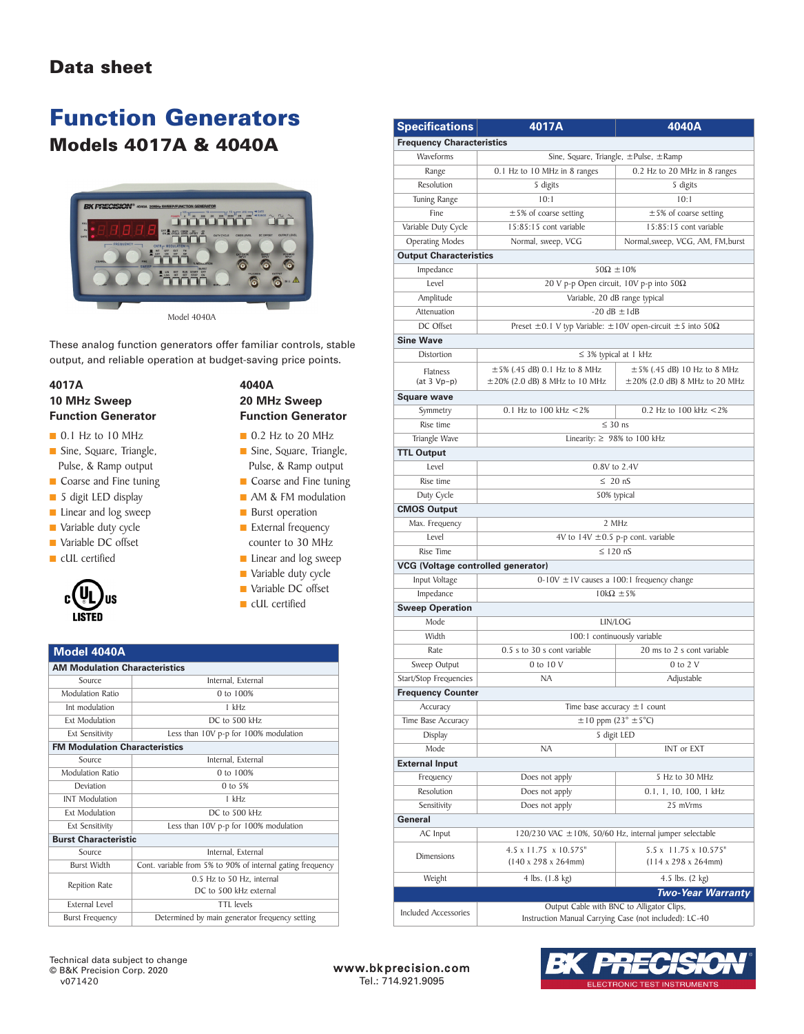# Data sheet

# Function Generators

## Models 4017A & 4040A

Model 4040A

These analog function generators offer familiar controls, stable output, and reliable operation at budget-saving price points.

### 4017A
### 10 MHz Sweep
### Function Generator

- 0.1 Hz to 10 MHz
- Sine, Square, Triangle, Pulse, & Ramp output
- Coarse and Fine tuning
- 5 digit LED display
- Linear and log sweep
- Variable duty cycle
- Variable DC offset
- cUL certified

### 4040A
### 20 MHz Sweep
### Function Generator

- 0.2 Hz to 20 MHz
- Sine, Square, Triangle, Pulse, & Ramp output
- Coarse and Fine tuning
- AM & FM modulation
- Burst operation
- External frequency counter to 30 MHz
- Linear and log sweep
- Variable duty cycle
- Variable DC offset
- cUL certified

c UL US LISTED

| Model 4040A | |
|---|---|
| **AM Modulation Characteristics** | |
| Source | Internal, External |
| Modulation Ratio | 0 to 100% |
| Int modulation | 1 kHz |
| Ext Modulation | DC to 500 kHz |
| Ext Sensitivity | Less than 10V p-p for 100% modulation |
| **FM Modulation Characteristics** | |
| Source | Internal, External |
| Modulation Ratio | 0 to 100% |
| Deviation | 0 to 5% |
| INT Modulation | 1 kHz |
| Ext Modulation | DC to 500 kHz |
| Ext Sensitivity | Less than 10V p-p for 100% modulation |
| **Burst Characteristic** | |
| Source | Internal, External |
| Burst Width | Cont. variable from 5% to 90% of internal gating frequency |
| Repition Rate | 0.5 Hz to 50 Hz, internal<br>DC to 500 kHz external |
| External Level | TTL levels |
| Burst Frequency | Determined by main generator frequency setting |

| Specifications | 4017A | 4040A |
|---|---|---|
| **Frequency Characteristics** | | |
| Waveforms | Sine, Square, Triangle, ±Pulse, ±Ramp | |
| Range | 0.1 Hz to 10 MHz in 8 ranges | 0.2 Hz to 20 MHz in 8 ranges |
| Resolution | 5 digits | 5 digits |
| Tuning Range | 10:1 | 10:1 |
| Fine | ±5% of coarse setting | ±5% of coarse setting |
| Variable Duty Cycle | 15:85:15 cont variable | 15:85:15 cont variable |
| Operating Modes | Normal, sweep, VCG | Normal,sweep, VCG, AM, FM,burst |
| **Output Characteristics** | | |
| Impedance | 50Ω ±10% | |
| Level | 20 V p-p Open circuit, 10V p-p into 50Ω | |
| Amplitude | Variable, 20 dB range typical | |
| Attenuation | -20 dB ±1dB | |
| DC Offset | Preset ±0.1 V typ Variable: ±10V open-circuit ±5 into 50Ω | |
| **Sine Wave** | | |
| Distortion | ≤ 3% typical at 1 kHz | |
| Flatness (at 3 Vp-p) | ±5% (.45 dB) 0.1 Hz to 8 MHz<br>±20% (2.0 dB) 8 MHz to 10 MHz | ±5% (.45 dB) 10 Hz to 8 MHz<br>±20% (2.0 dB) 8 MHz to 20 MHz |
| **Square wave** | | |
| Symmetry | 0.1 Hz to 100 kHz <2% | 0.2 Hz to 100 kHz <2% |
| Rise time | ≤ 30 ns | |
| Triangle Wave | Linearity: ≥ 98% to 100 kHz | |
| **TTL Output** | | |
| Level | 0.8V to 2.4V | |
| Rise time | ≤ 20 nS | |
| Duty Cycle | 50% typical | |
| **CMOS Output** | | |
| Max. Frequency | 2 MHz | |
| Level | 4V to 14V ±0.5 p-p cont. variable | |
| Rise Time | ≤ 120 nS | |
| **VCG (Voltage controlled generator)** | | |
| Input Voltage | 0-10V ±1V causes a 100:1 frequency change | |
| Impedance | 10kΩ ±5% | |
| **Sweep Operation** | | |
| Mode | LIN/LOG | |
| Width | 100:1 continuously variable | |
| Rate | 0.5 s to 30 s cont variable | 20 ms to 2 s cont variable |
| Sweep Output | 0 to 10 V | 0 to 2 V |
| Start/Stop Frequencies | NA | Adjustable |
| **Frequency Counter** | | |
| Accuracy | Time base accuracy ±1 count | |
| Time Base Accuracy | ±10 ppm (23° ±5°C) | |
| Display | 5 digit LED | |
| Mode | NA | INT or EXT |
| **External Input** | | |
| Frequency | Does not apply | 5 Hz to 30 MHz |
| Resolution | Does not apply | 0.1, 1, 10, 100, 1 kHz |
| Sensitivity | Does not apply | 25 mVrms |
| **General** | | |
| AC Input | 120/230 VAC ±10%, 50/60 Hz, internal jumper selectable | |
| Dimensions | 4.5 x 11.75 x 10.575"<br>(140 x 298 x 264mm) | 5.5 x 11.75 x 10.575"<br>(114 x 298 x 264mm) |
| Weight | 4 lbs. (1.8 kg) | 4.5 lbs. (2 kg) |
| | | ***Two-Year Warranty*** |
| Included Accessories | Output Cable with BNC to Alligator Clips, Instruction Manual Carrying Case (not included): LC-40 | |

Technical data subject to change
© B&K Precision Corp. 2020
v071420

www.bkprecision.com
Tel.: 714.921.9095

B&K PRECISION® ELECTRONIC TEST INSTRUMENTS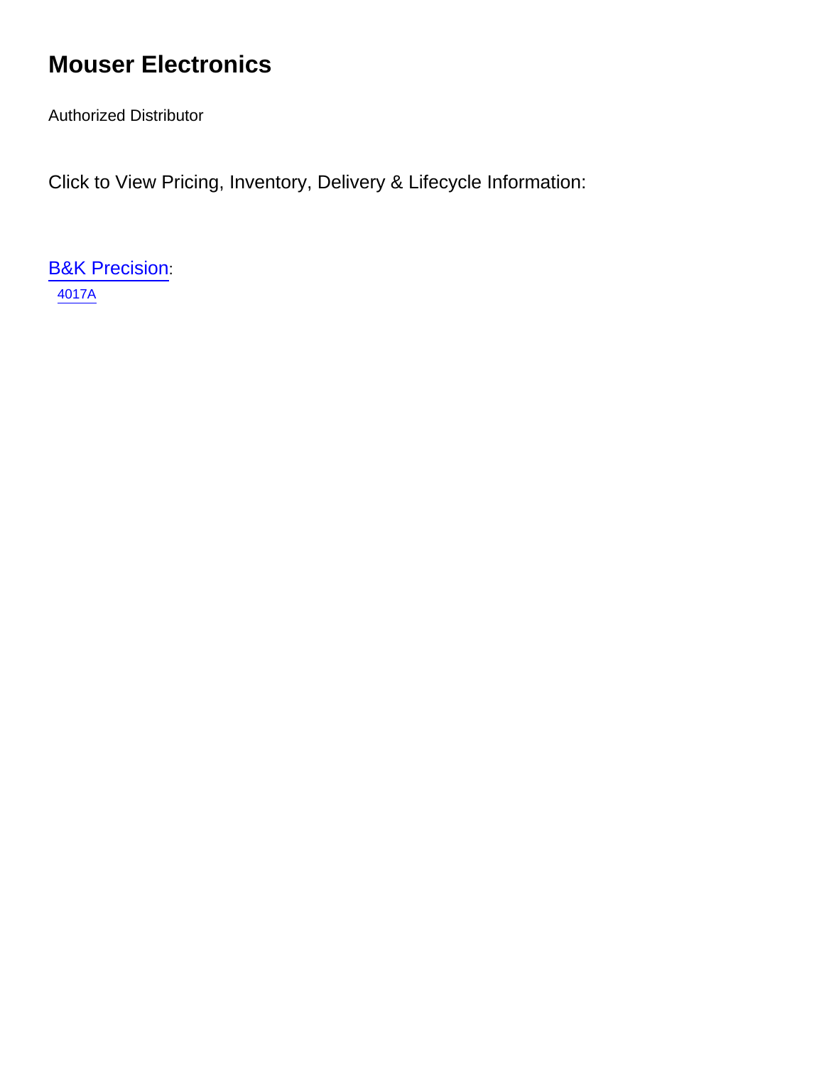# Mouser Electronics

Authorized Distributor

Click to View Pricing, Inventory, Delivery & Lifecycle Information:

B&K Precision:

4017A